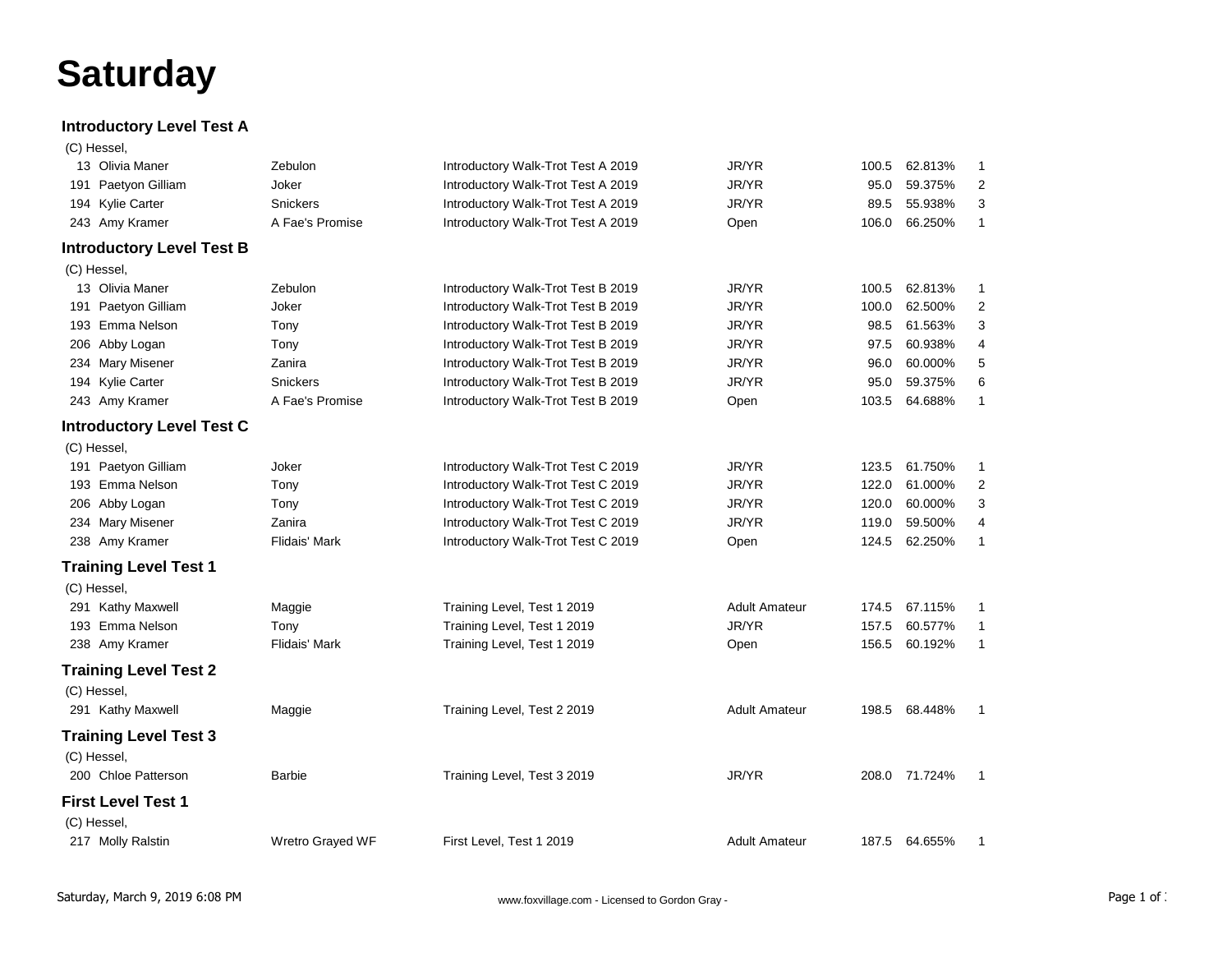# Saturday

## Introductory Level Test A

(C) Hessel,

| No. | Rider | Horse | Test | Division | Score | Percent | Place |
|---|---|---|---|---|---|---|---|
| 13 | Olivia Maner | Zebulon | Introductory Walk-Trot Test A 2019 | JR/YR | 100.5 | 62.813% | 1 |
| 191 | Paetyon Gilliam | Joker | Introductory Walk-Trot Test A 2019 | JR/YR | 95.0 | 59.375% | 2 |
| 194 | Kylie Carter | Snickers | Introductory Walk-Trot Test A 2019 | JR/YR | 89.5 | 55.938% | 3 |
| 243 | Amy Kramer | A Fae's Promise | Introductory Walk-Trot Test A 2019 | Open | 106.0 | 66.250% | 1 |

## Introductory Level Test B

(C) Hessel,

| No. | Rider | Horse | Test | Division | Score | Percent | Place |
|---|---|---|---|---|---|---|---|
| 13 | Olivia Maner | Zebulon | Introductory Walk-Trot Test B 2019 | JR/YR | 100.5 | 62.813% | 1 |
| 191 | Paetyon Gilliam | Joker | Introductory Walk-Trot Test B 2019 | JR/YR | 100.0 | 62.500% | 2 |
| 193 | Emma Nelson | Tony | Introductory Walk-Trot Test B 2019 | JR/YR | 98.5 | 61.563% | 3 |
| 206 | Abby Logan | Tony | Introductory Walk-Trot Test B 2019 | JR/YR | 97.5 | 60.938% | 4 |
| 234 | Mary Misener | Zanira | Introductory Walk-Trot Test B 2019 | JR/YR | 96.0 | 60.000% | 5 |
| 194 | Kylie Carter | Snickers | Introductory Walk-Trot Test B 2019 | JR/YR | 95.0 | 59.375% | 6 |
| 243 | Amy Kramer | A Fae's Promise | Introductory Walk-Trot Test B 2019 | Open | 103.5 | 64.688% | 1 |

## Introductory Level Test C

(C) Hessel,

| No. | Rider | Horse | Test | Division | Score | Percent | Place |
|---|---|---|---|---|---|---|---|
| 191 | Paetyon Gilliam | Joker | Introductory Walk-Trot Test C 2019 | JR/YR | 123.5 | 61.750% | 1 |
| 193 | Emma Nelson | Tony | Introductory Walk-Trot Test C 2019 | JR/YR | 122.0 | 61.000% | 2 |
| 206 | Abby Logan | Tony | Introductory Walk-Trot Test C 2019 | JR/YR | 120.0 | 60.000% | 3 |
| 234 | Mary Misener | Zanira | Introductory Walk-Trot Test C 2019 | JR/YR | 119.0 | 59.500% | 4 |
| 238 | Amy Kramer | Flidais' Mark | Introductory Walk-Trot Test C 2019 | Open | 124.5 | 62.250% | 1 |

## Training Level Test 1

(C) Hessel,

| No. | Rider | Horse | Test | Division | Score | Percent | Place |
|---|---|---|---|---|---|---|---|
| 291 | Kathy Maxwell | Maggie | Training Level, Test 1 2019 | Adult Amateur | 174.5 | 67.115% | 1 |
| 193 | Emma Nelson | Tony | Training Level, Test 1 2019 | JR/YR | 157.5 | 60.577% | 1 |
| 238 | Amy Kramer | Flidais' Mark | Training Level, Test 1 2019 | Open | 156.5 | 60.192% | 1 |

## Training Level Test 2

(C) Hessel,

| No. | Rider | Horse | Test | Division | Score | Percent | Place |
|---|---|---|---|---|---|---|---|
| 291 | Kathy Maxwell | Maggie | Training Level, Test 2 2019 | Adult Amateur | 198.5 | 68.448% | 1 |

## Training Level Test 3

(C) Hessel,

| No. | Rider | Horse | Test | Division | Score | Percent | Place |
|---|---|---|---|---|---|---|---|
| 200 | Chloe Patterson | Barbie | Training Level, Test 3 2019 | JR/YR | 208.0 | 71.724% | 1 |

## First Level Test 1

(C) Hessel,

| No. | Rider | Horse | Test | Division | Score | Percent | Place |
|---|---|---|---|---|---|---|---|
| 217 | Molly Ralstin | Wretro Grayed WF | First Level, Test 1 2019 | Adult Amateur | 187.5 | 64.655% | 1 |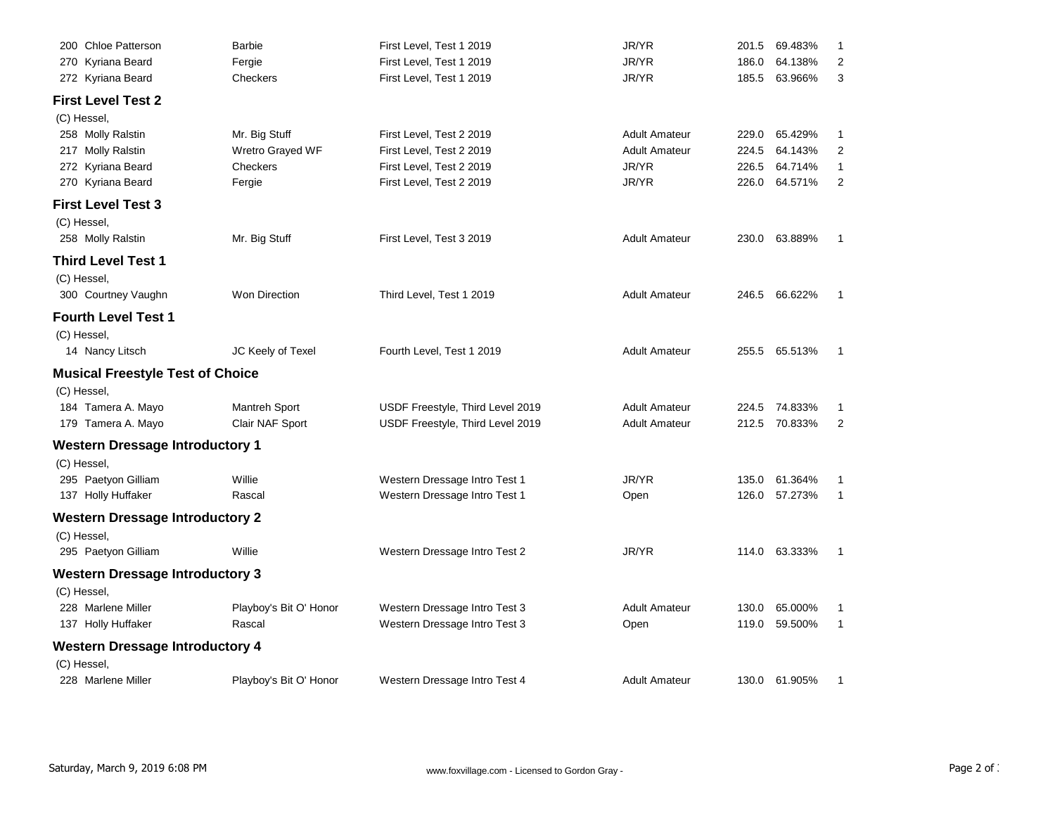| | | | | | | |
|---|---|---|---|---|---|---|
| 200 Chloe Patterson | Barbie | First Level, Test 1 2019 | JR/YR | 201.5 | 69.483% | 1 |
| 270 Kyriana Beard | Fergie | First Level, Test 1 2019 | JR/YR | 186.0 | 64.138% | 2 |
| 272 Kyriana Beard | Checkers | First Level, Test 1 2019 | JR/YR | 185.5 | 63.966% | 3 |

### First Level Test 2

(C) Hessel,

| | | | | | | |
|---|---|---|---|---|---|---|
| 258 Molly Ralstin | Mr. Big Stuff | First Level, Test 2 2019 | Adult Amateur | 229.0 | 65.429% | 1 |
| 217 Molly Ralstin | Wretro Grayed WF | First Level, Test 2 2019 | Adult Amateur | 224.5 | 64.143% | 2 |
| 272 Kyriana Beard | Checkers | First Level, Test 2 2019 | JR/YR | 226.5 | 64.714% | 1 |
| 270 Kyriana Beard | Fergie | First Level, Test 2 2019 | JR/YR | 226.0 | 64.571% | 2 |

### First Level Test 3

(C) Hessel,

| | | | | | | |
|---|---|---|---|---|---|---|
| 258 Molly Ralstin | Mr. Big Stuff | First Level, Test 3 2019 | Adult Amateur | 230.0 | 63.889% | 1 |

### Third Level Test 1

(C) Hessel,

| | | | | | | |
|---|---|---|---|---|---|---|
| 300 Courtney Vaughn | Won Direction | Third Level, Test 1 2019 | Adult Amateur | 246.5 | 66.622% | 1 |

### Fourth Level Test 1

(C) Hessel,

| | | | | | | |
|---|---|---|---|---|---|---|
| 14 Nancy Litsch | JC Keely of Texel | Fourth Level, Test 1 2019 | Adult Amateur | 255.5 | 65.513% | 1 |

### Musical Freestyle Test of Choice

(C) Hessel,

| | | | | | | |
|---|---|---|---|---|---|---|
| 184 Tamera A. Mayo | Mantreh Sport | USDF Freestyle, Third Level 2019 | Adult Amateur | 224.5 | 74.833% | 1 |
| 179 Tamera A. Mayo | Clair NAF Sport | USDF Freestyle, Third Level 2019 | Adult Amateur | 212.5 | 70.833% | 2 |

### Western Dressage Introductory 1

(C) Hessel,

| | | | | | | |
|---|---|---|---|---|---|---|
| 295 Paetyon Gilliam | Willie | Western Dressage Intro Test 1 | JR/YR | 135.0 | 61.364% | 1 |
| 137 Holly Huffaker | Rascal | Western Dressage Intro Test 1 | Open | 126.0 | 57.273% | 1 |

### Western Dressage Introductory 2

(C) Hessel,

| | | | | | | |
|---|---|---|---|---|---|---|
| 295 Paetyon Gilliam | Willie | Western Dressage Intro Test 2 | JR/YR | 114.0 | 63.333% | 1 |

### Western Dressage Introductory 3

(C) Hessel,

| | | | | | | |
|---|---|---|---|---|---|---|
| 228 Marlene Miller | Playboy's Bit O' Honor | Western Dressage Intro Test 3 | Adult Amateur | 130.0 | 65.000% | 1 |
| 137 Holly Huffaker | Rascal | Western Dressage Intro Test 3 | Open | 119.0 | 59.500% | 1 |

### Western Dressage Introductory 4

(C) Hessel,

| | | | | | | |
|---|---|---|---|---|---|---|
| 228 Marlene Miller | Playboy's Bit O' Honor | Western Dressage Intro Test 4 | Adult Amateur | 130.0 | 61.905% | 1 |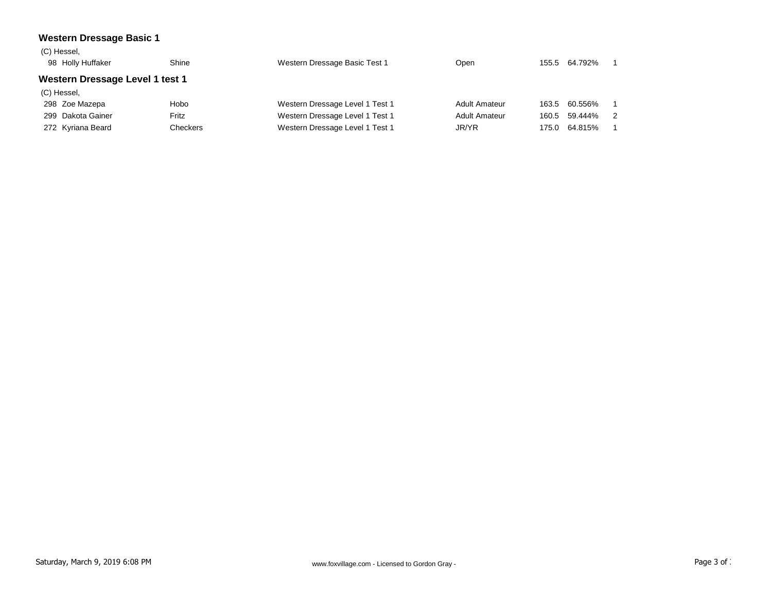## Western Dressage Basic 1

(C) Hessel,

| | | | | | | | |
|---|---|---|---|---|---|---|---|
| 98 | Holly Huffaker | Shine | Western Dressage Basic Test 1 | Open | 155.5 | 64.792% | 1 |

## Western Dressage Level 1 test 1

(C) Hessel,

| | | | | | | | |
|---|---|---|---|---|---|---|---|
| 298 | Zoe Mazepa | Hobo | Western Dressage Level 1 Test 1 | Adult Amateur | 163.5 | 60.556% | 1 |
| 299 | Dakota Gainer | Fritz | Western Dressage Level 1 Test 1 | Adult Amateur | 160.5 | 59.444% | 2 |
| 272 | Kyriana Beard | Checkers | Western Dressage Level 1 Test 1 | JR/YR | 175.0 | 64.815% | 1 |